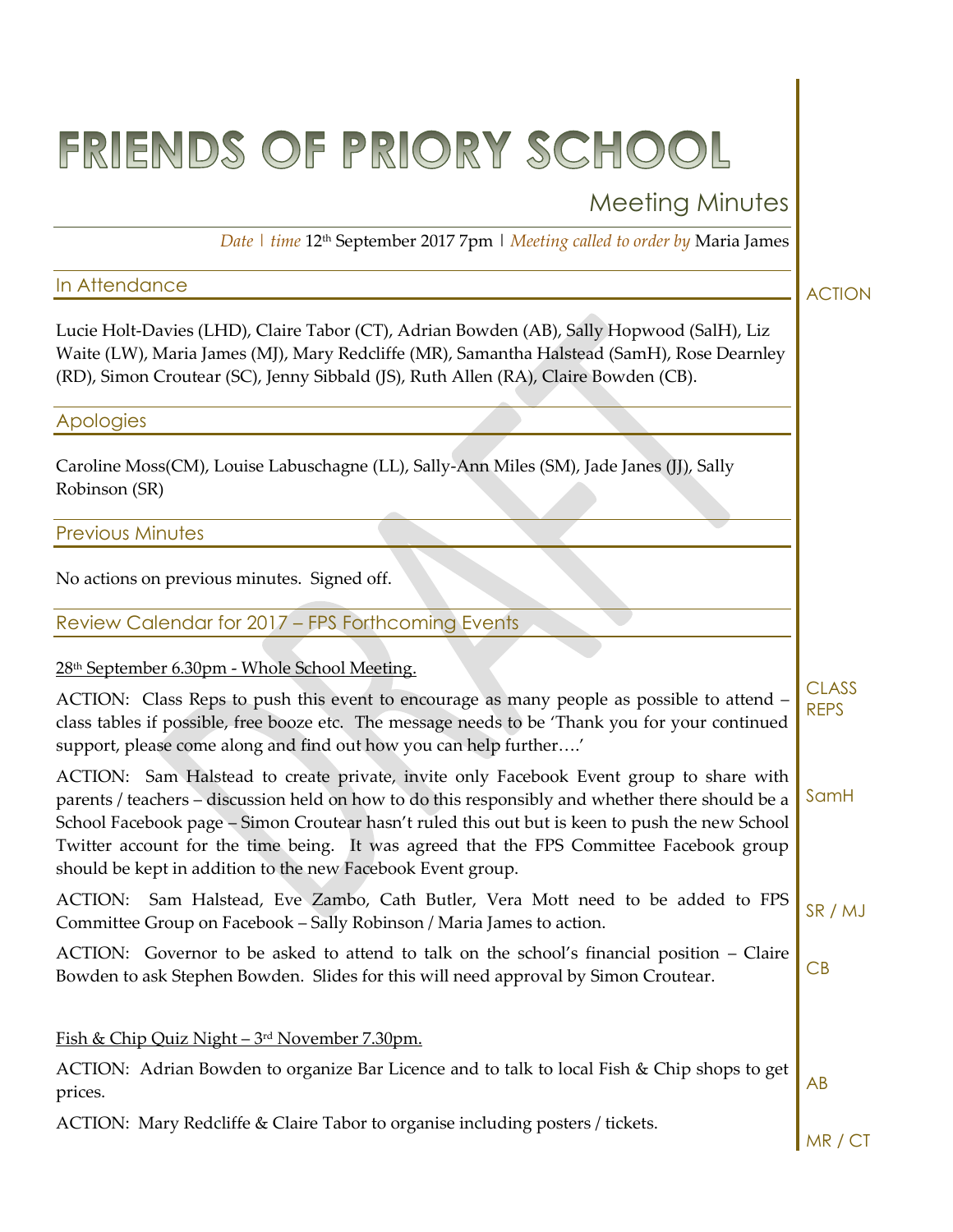# FRIENDS OF PRIORY SCHOOL

## Meeting Minutes

*Date | time* 12th September 2017 7pm | *Meeting called to order by* Maria James

### In Attendance

ACTION

Lucie Holt-Davies (LHD), Claire Tabor (CT), Adrian Bowden (AB), Sally Hopwood (SalH), Liz Waite (LW), Maria James (MJ), Mary Redcliffe (MR), Samantha Halstead (SamH), Rose Dearnley (RD), Simon Croutear (SC), Jenny Sibbald (JS), Ruth Allen (RA), Claire Bowden (CB).

### Apologies

Caroline Moss(CM), Louise Labuschagne (LL), Sally-Ann Miles (SM), Jade Janes (JJ), Sally Robinson (SR)

### Previous Minutes

No actions on previous minutes. Signed off.

### Review Calendar for 2017 – FPS Forthcoming Events

<u>28th September 6.30pm - Whole School Meeting.</u>

ACTION: Class Reps to push this event to encourage as many people as possible to attend – class tables if possible, free booze etc. The message needs to be 'Thank you for your continued support, please come along and find out how you can help further….' — CLASS REPS

ACTION: Sam Halstead to create private, invite only Facebook Event group to share with parents / teachers – discussion held on how to do this responsibly and whether there should be a School Facebook page – Simon Croutear hasn't ruled this out but is keen to push the new School Twitter account for the time being. It was agreed that the FPS Committee Facebook group should be kept in addition to the new Facebook Event group. — SamH

ACTION: Sam Halstead, Eve Zambo, Cath Butler, Vera Mott need to be added to FPS Committee Group on Facebook – Sally Robinson / Maria James to action. — SR / MJ

ACTION: Governor to be asked to attend to talk on the school's financial position – Claire Bowden to ask Stephen Bowden. Slides for this will need approval by Simon Croutear. — CB

<u>Fish & Chip Quiz Night – 3rd November 7.30pm.</u>

ACTION: Adrian Bowden to organize Bar Licence and to talk to local Fish & Chip shops to get prices. — AB

ACTION: Mary Redcliffe & Claire Tabor to organise including posters / tickets. — MR / CT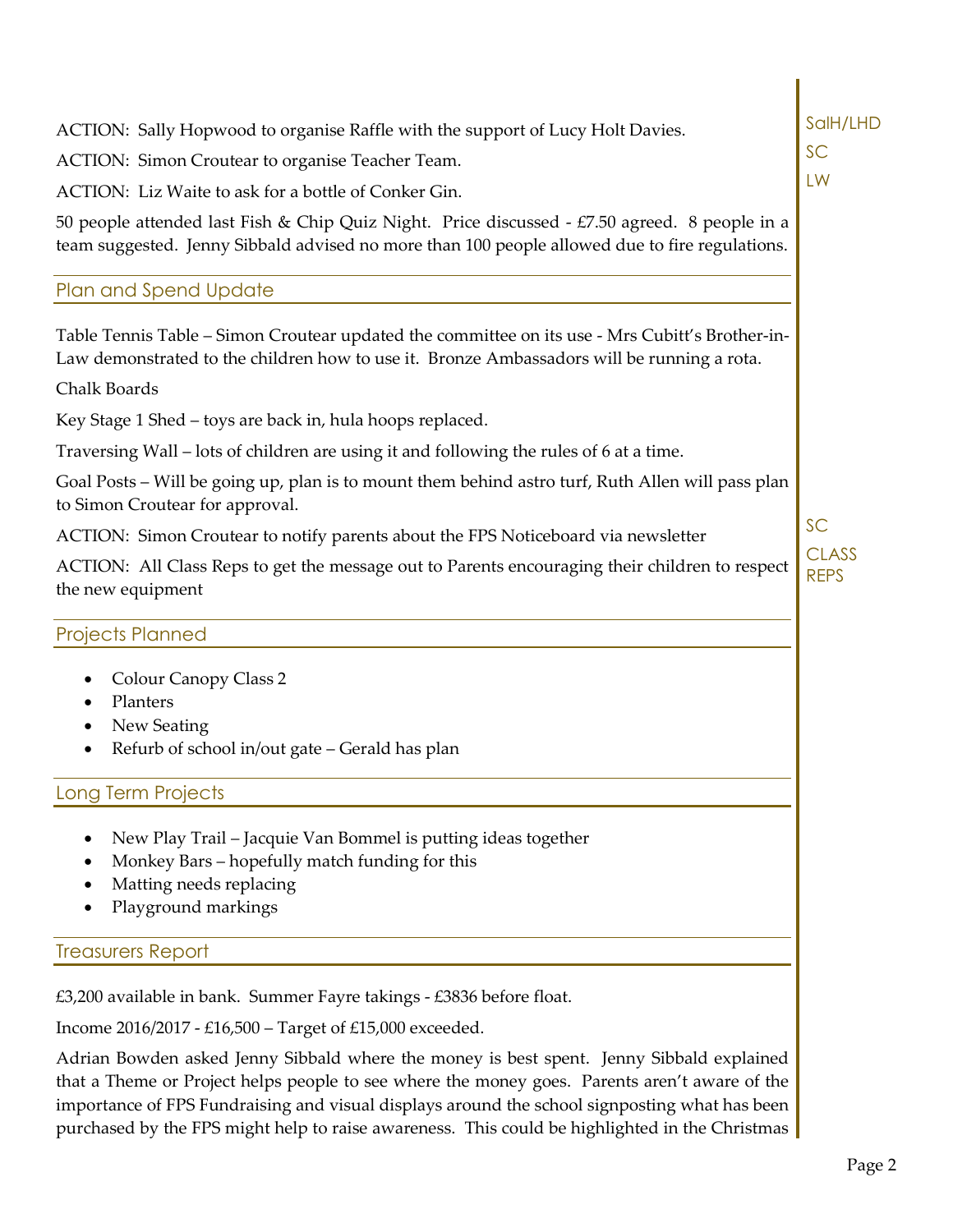ACTION: Sally Hopwood to organise Raffle with the support of Lucy Holt Davies. SalH/LHD

ACTION: Simon Croutear to organise Teacher Team. SC

ACTION: Liz Waite to ask for a bottle of Conker Gin. LW

50 people attended last Fish & Chip Quiz Night. Price discussed - £7.50 agreed. 8 people in a team suggested. Jenny Sibbald advised no more than 100 people allowed due to fire regulations.

## Plan and Spend Update

Table Tennis Table – Simon Croutear updated the committee on its use - Mrs Cubitt's Brother-in-Law demonstrated to the children how to use it. Bronze Ambassadors will be running a rota.

Chalk Boards

Key Stage 1 Shed – toys are back in, hula hoops replaced.

Traversing Wall – lots of children are using it and following the rules of 6 at a time.

Goal Posts – Will be going up, plan is to mount them behind astro turf, Ruth Allen will pass plan to Simon Croutear for approval.

ACTION: Simon Croutear to notify parents about the FPS Noticeboard via newsletter SC

ACTION: All Class Reps to get the message out to Parents encouraging their children to respect the new equipment CLASS REPS

## Projects Planned

- Colour Canopy Class 2
- Planters
- New Seating
- Refurb of school in/out gate – Gerald has plan

## Long Term Projects

- New Play Trail – Jacquie Van Bommel is putting ideas together
- Monkey Bars – hopefully match funding for this
- Matting needs replacing
- Playground markings

## Treasurers Report

£3,200 available in bank. Summer Fayre takings - £3836 before float.

Income 2016/2017 - £16,500 – Target of £15,000 exceeded.

Adrian Bowden asked Jenny Sibbald where the money is best spent. Jenny Sibbald explained that a Theme or Project helps people to see where the money goes. Parents aren't aware of the importance of FPS Fundraising and visual displays around the school signposting what has been purchased by the FPS might help to raise awareness. This could be highlighted in the Christmas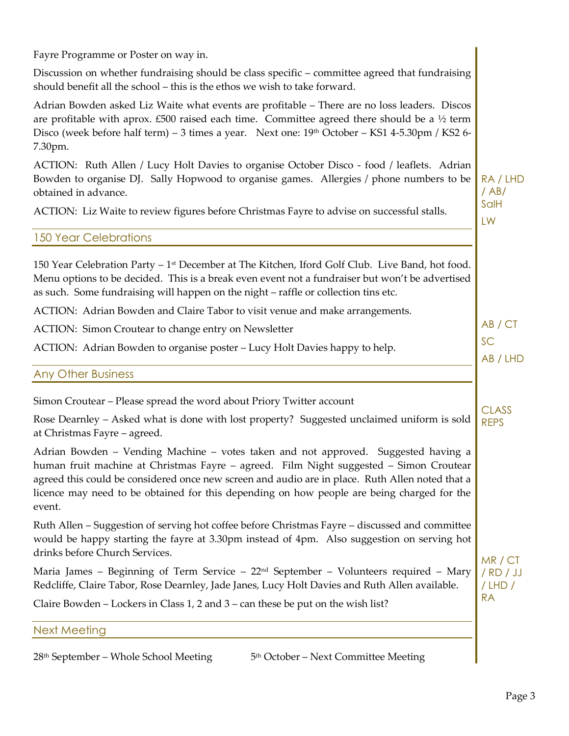Fayre Programme or Poster on way in.

Discussion on whether fundraising should be class specific – committee agreed that fundraising should benefit all the school – this is the ethos we wish to take forward.

Adrian Bowden asked Liz Waite what events are profitable – There are no loss leaders. Discos are profitable with aprox. £500 raised each time. Committee agreed there should be a ½ term Disco (week before half term) – 3 times a year. Next one: 19th October – KS1 4-5.30pm / KS2 6-7.30pm.

ACTION: Ruth Allen / Lucy Holt Davies to organise October Disco - food / leaflets. Adrian Bowden to organise DJ. Sally Hopwood to organise games. Allergies / phone numbers to be obtained in advance. — RA / LHD / AB/ SalH

ACTION: Liz Waite to review figures before Christmas Fayre to advise on successful stalls. — LW

## 150 Year Celebrations

150 Year Celebration Party – 1st December at The Kitchen, Iford Golf Club. Live Band, hot food. Menu options to be decided. This is a break even event not a fundraiser but won't be advertised as such. Some fundraising will happen on the night – raffle or collection tins etc.

ACTION: Adrian Bowden and Claire Tabor to visit venue and make arrangements. — AB / CT

ACTION: Simon Croutear to change entry on Newsletter — SC

ACTION: Adrian Bowden to organise poster – Lucy Holt Davies happy to help. — AB / LHD

## Any Other Business

Simon Croutear – Please spread the word about Priory Twitter account — CLASS REPS

Rose Dearnley – Asked what is done with lost property? Suggested unclaimed uniform is sold at Christmas Fayre – agreed.

Adrian Bowden – Vending Machine – votes taken and not approved. Suggested having a human fruit machine at Christmas Fayre – agreed. Film Night suggested – Simon Croutear agreed this could be considered once new screen and audio are in place. Ruth Allen noted that a licence may need to be obtained for this depending on how people are being charged for the event.

Ruth Allen – Suggestion of serving hot coffee before Christmas Fayre – discussed and committee would be happy starting the fayre at 3.30pm instead of 4pm. Also suggestion on serving hot drinks before Church Services.

Maria James – Beginning of Term Service – 22nd September – Volunteers required – Mary Redcliffe, Claire Tabor, Rose Dearnley, Jade Janes, Lucy Holt Davies and Ruth Allen available. — MR / CT / RD / JJ / LHD / RA

Claire Bowden – Lockers in Class 1, 2 and 3 – can these be put on the wish list?

## Next Meeting

28th September – Whole School Meeting

5th October – Next Committee Meeting